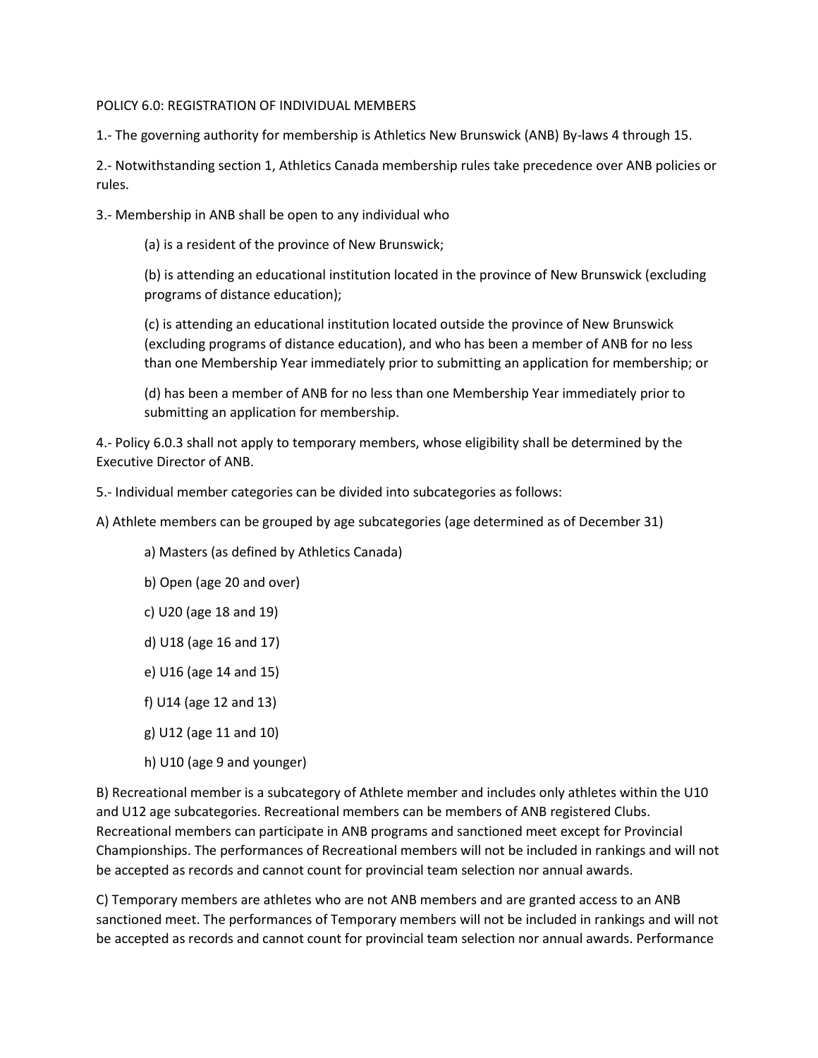# POLICY 6.0: REGISTRATION OF INDIVIDUAL MEMBERS

1.- The governing authority for membership is Athletics New Brunswick (ANB) By-laws 4 through 15.

2.- Notwithstanding section 1, Athletics Canada membership rules take precedence over ANB policies or rules.

3.- Membership in ANB shall be open to any individual who

> (a) is a resident of the province of New Brunswick;
>
> (b) is attending an educational institution located in the province of New Brunswick (excluding programs of distance education);
>
> (c) is attending an educational institution located outside the province of New Brunswick (excluding programs of distance education), and who has been a member of ANB for no less than one Membership Year immediately prior to submitting an application for membership; or
>
> (d) has been a member of ANB for no less than one Membership Year immediately prior to submitting an application for membership.

4.- Policy 6.0.3 shall not apply to temporary members, whose eligibility shall be determined by the Executive Director of ANB.

5.- Individual member categories can be divided into subcategories as follows:

A) Athlete members can be grouped by age subcategories (age determined as of December 31)

> a) Masters (as defined by Athletics Canada)
>
> b) Open (age 20 and over)
>
> c) U20 (age 18 and 19)
>
> d) U18 (age 16 and 17)
>
> e) U16 (age 14 and 15)
>
> f) U14 (age 12 and 13)
>
> g) U12 (age 11 and 10)
>
> h) U10 (age 9 and younger)

B) Recreational member is a subcategory of Athlete member and includes only athletes within the U10 and U12 age subcategories. Recreational members can be members of ANB registered Clubs. Recreational members can participate in ANB programs and sanctioned meet except for Provincial Championships. The performances of Recreational members will not be included in rankings and will not be accepted as records and cannot count for provincial team selection nor annual awards.

C) Temporary members are athletes who are not ANB members and are granted access to an ANB sanctioned meet. The performances of Temporary members will not be included in rankings and will not be accepted as records and cannot count for provincial team selection nor annual awards. Performance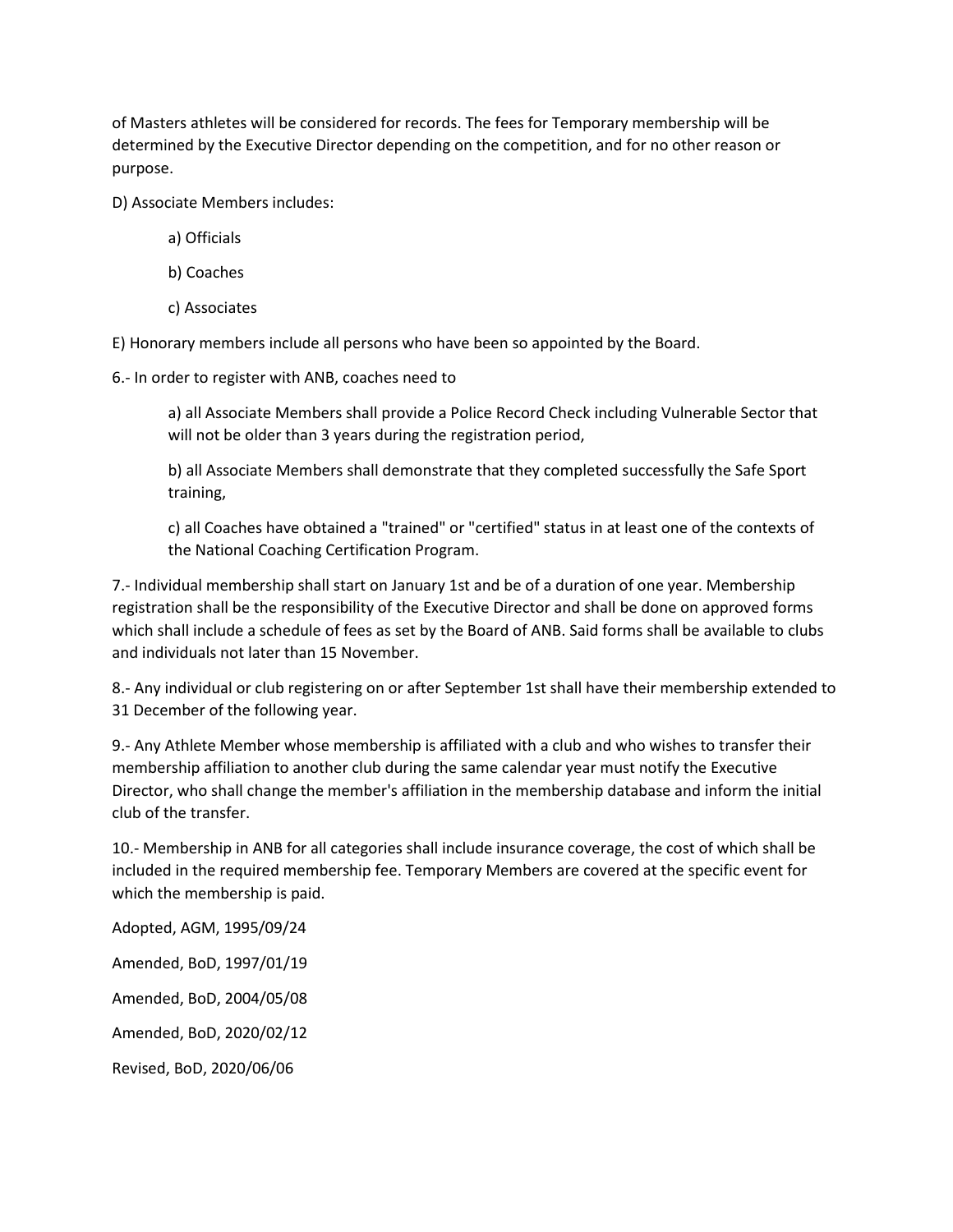of Masters athletes will be considered for records. The fees for Temporary membership will be determined by the Executive Director depending on the competition, and for no other reason or purpose.

D) Associate Members includes:

> a) Officials
>
> b) Coaches
>
> c) Associates

E) Honorary members include all persons who have been so appointed by the Board.

6.- In order to register with ANB, coaches need to

> a) all Associate Members shall provide a Police Record Check including Vulnerable Sector that will not be older than 3 years during the registration period,
>
> b) all Associate Members shall demonstrate that they completed successfully the Safe Sport training,
>
> c) all Coaches have obtained a "trained" or "certified" status in at least one of the contexts of the National Coaching Certification Program.

7.- Individual membership shall start on January 1st and be of a duration of one year. Membership registration shall be the responsibility of the Executive Director and shall be done on approved forms which shall include a schedule of fees as set by the Board of ANB. Said forms shall be available to clubs and individuals not later than 15 November.

8.- Any individual or club registering on or after September 1st shall have their membership extended to 31 December of the following year.

9.- Any Athlete Member whose membership is affiliated with a club and who wishes to transfer their membership affiliation to another club during the same calendar year must notify the Executive Director, who shall change the member's affiliation in the membership database and inform the initial club of the transfer.

10.- Membership in ANB for all categories shall include insurance coverage, the cost of which shall be included in the required membership fee. Temporary Members are covered at the specific event for which the membership is paid.

Adopted, AGM, 1995/09/24

Amended, BoD, 1997/01/19

Amended, BoD, 2004/05/08

Amended, BoD, 2020/02/12

Revised, BoD, 2020/06/06